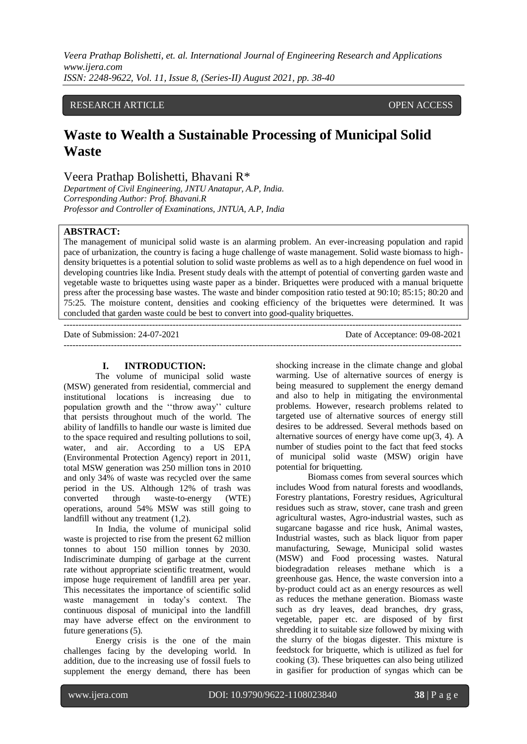RESEARCH ARTICLE OPEN ACCESS

# Waste to Wealth a Sustainable Processing of Municipal Solid Waste

Veera Prathap Bolishetti, Bhavani R*

*Department of Civil Engineering, JNTU Anatapur, A.P, India.*
*Corresponding Author: Prof. Bhavani.R*
*Professor and Controller of Examinations, JNTUA, A.P, India*

**ABSTRACT:**

The management of municipal solid waste is an alarming problem. An ever-increasing population and rapid pace of urbanization, the country is facing a huge challenge of waste management. Solid waste biomass to high-density briquettes is a potential solution to solid waste problems as well as to a high dependence on fuel wood in developing countries like India. Present study deals with the attempt of potential of converting garden waste and vegetable waste to briquettes using waste paper as a binder. Briquettes were produced with a manual briquette press after the processing base wastes. The waste and binder composition ratio tested at 90:10; 85:15; 80:20 and 75:25. The moisture content, densities and cooking efficiency of the briquettes were determined. It was concluded that garden waste could be best to convert into good-quality briquettes.

Date of Submission: 24-07-2021 Date of Acceptance: 09-08-2021

## I. INTRODUCTION:

The volume of municipal solid waste (MSW) generated from residential, commercial and institutional locations is increasing due to population growth and the ''throw away'' culture that persists throughout much of the world. The ability of landfills to handle our waste is limited due to the space required and resulting pollutions to soil, water, and air. According to a US EPA (Environmental Protection Agency) report in 2011, total MSW generation was 250 million tons in 2010 and only 34% of waste was recycled over the same period in the US. Although 12% of trash was converted through waste-to-energy (WTE) operations, around 54% MSW was still going to landfill without any treatment (1,2).

In India, the volume of municipal solid waste is projected to rise from the present 62 million tonnes to about 150 million tonnes by 2030. Indiscriminate dumping of garbage at the current rate without appropriate scientific treatment, would impose huge requirement of landfill area per year. This necessitates the importance of scientific solid waste management in today's context. The continuous disposal of municipal into the landfill may have adverse effect on the environment to future generations (5).

Energy crisis is the one of the main challenges facing by the developing world. In addition, due to the increasing use of fossil fuels to supplement the energy demand, there has been shocking increase in the climate change and global warming. Use of alternative sources of energy is being measured to supplement the energy demand and also to help in mitigating the environmental problems. However, research problems related to targeted use of alternative sources of energy still desires to be addressed. Several methods based on alternative sources of energy have come up(3, 4). A number of studies point to the fact that feed stocks of municipal solid waste (MSW) origin have potential for briquetting.

Biomass comes from several sources which includes Wood from natural forests and woodlands, Forestry plantations, Forestry residues, Agricultural residues such as straw, stover, cane trash and green agricultural wastes, Agro-industrial wastes, such as sugarcane bagasse and rice husk, Animal wastes, Industrial wastes, such as black liquor from paper manufacturing, Sewage, Municipal solid wastes (MSW) and Food processing wastes. Natural biodegradation releases methane which is a greenhouse gas. Hence, the waste conversion into a by-product could act as an energy resources as well as reduces the methane generation. Biomass waste such as dry leaves, dead branches, dry grass, vegetable, paper etc. are disposed of by first shredding it to suitable size followed by mixing with the slurry of the biogas digester. This mixture is feedstock for briquette, which is utilized as fuel for cooking (3). These briquettes can also being utilized in gasifier for production of syngas which can be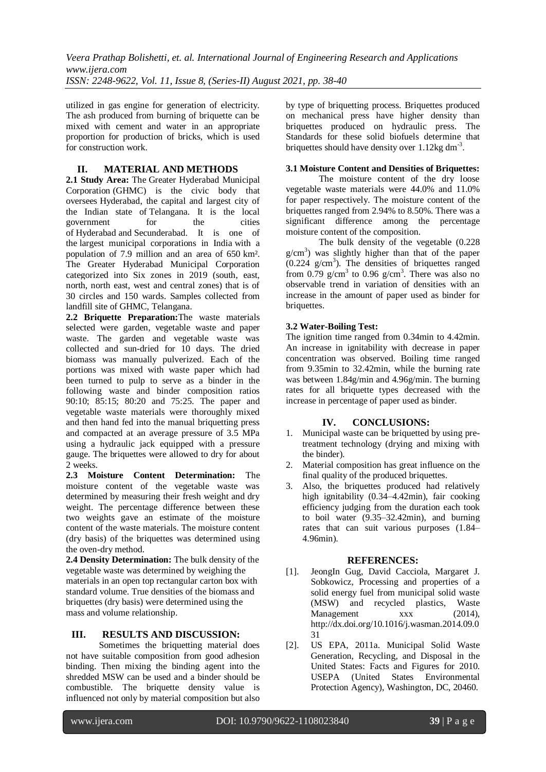utilized in gas engine for generation of electricity. The ash produced from burning of briquette can be mixed with cement and water in an appropriate proportion for production of bricks, which is used for construction work.

## II. MATERIAL AND METHODS

**2.1 Study Area:** The Greater Hyderabad Municipal Corporation (GHMC) is the civic body that oversees Hyderabad, the capital and largest city of the Indian state of Telangana. It is the local government for the cities of Hyderabad and Secunderabad. It is one of the largest municipal corporations in India with a population of 7.9 million and an area of 650 km². The Greater Hyderabad Municipal Corporation categorized into Six zones in 2019 (south, east, north, north east, west and central zones) that is of 30 circles and 150 wards. Samples collected from landfill site of GHMC, Telangana.

**2.2 Briquette Preparation:**The waste materials selected were garden, vegetable waste and paper waste. The garden and vegetable waste was collected and sun-dried for 10 days. The dried biomass was manually pulverized. Each of the portions was mixed with waste paper which had been turned to pulp to serve as a binder in the following waste and binder composition ratios 90:10; 85:15; 80:20 and 75:25. The paper and vegetable waste materials were thoroughly mixed and then hand fed into the manual briquetting press and compacted at an average pressure of 3.5 MPa using a hydraulic jack equipped with a pressure gauge. The briquettes were allowed to dry for about 2 weeks.

**2.3 Moisture Content Determination:** The moisture content of the vegetable waste was determined by measuring their fresh weight and dry weight. The percentage difference between these two weights gave an estimate of the moisture content of the waste materials. The moisture content (dry basis) of the briquettes was determined using the oven-dry method.

**2.4 Density Determination:** The bulk density of the vegetable waste was determined by weighing the materials in an open top rectangular carton box with standard volume. True densities of the biomass and briquettes (dry basis) were determined using the mass and volume relationship.

## III. RESULTS AND DISCUSSION:

Sometimes the briquetting material does not have suitable composition from good adhesion binding. Then mixing the binding agent into the shredded MSW can be used and a binder should be combustible. The briquette density value is influenced not only by material composition but also by type of briquetting process. Briquettes produced on mechanical press have higher density than briquettes produced on hydraulic press. The Standards for these solid biofuels determine that briquettes should have density over 1.12kg $dm^{-3}$.

**3.1 Moisture Content and Densities of Briquettes:**

The moisture content of the dry loose vegetable waste materials were 44.0% and 11.0% for paper respectively. The moisture content of the briquettes ranged from 2.94% to 8.50%. There was a significant difference among the percentage moisture content of the composition.

The bulk density of the vegetable (0.228 $g/cm^3$) was slightly higher than that of the paper (0.224 $g/cm^3$). The densities of briquettes ranged from 0.79 $g/cm^3$ to 0.96 $g/cm^3$. There was also no observable trend in variation of densities with an increase in the amount of paper used as binder for briquettes.

**3.2 Water-Boiling Test:**

The ignition time ranged from 0.34min to 4.42min. An increase in ignitability with decrease in paper concentration was observed. Boiling time ranged from 9.35min to 32.42min, while the burning rate was between 1.84g/min and 4.96g/min. The burning rates for all briquette types decreased with the increase in percentage of paper used as binder.

## IV. CONCLUSIONS:

1. Municipal waste can be briquetted by using pre-treatment technology (drying and mixing with the binder).
2. Material composition has great influence on the final quality of the produced briquettes.
3. Also, the briquettes produced had relatively high ignitability (0.34–4.42min), fair cooking efficiency judging from the duration each took to boil water (9.35–32.42min), and burning rates that can suit various purposes (1.84–4.96min).

## REFERENCES:

[1]. JeongIn Gug, David Cacciola, Margaret J. Sobkowicz, Processing and properties of a solid energy fuel from municipal solid waste (MSW) and recycled plastics, Waste Management xxx (2014), http://dx.doi.org/10.1016/j.wasman.2014.09.031

[2]. US EPA, 2011a. Municipal Solid Waste Generation, Recycling, and Disposal in the United States: Facts and Figures for 2010. USEPA (United States Environmental Protection Agency), Washington, DC, 20460.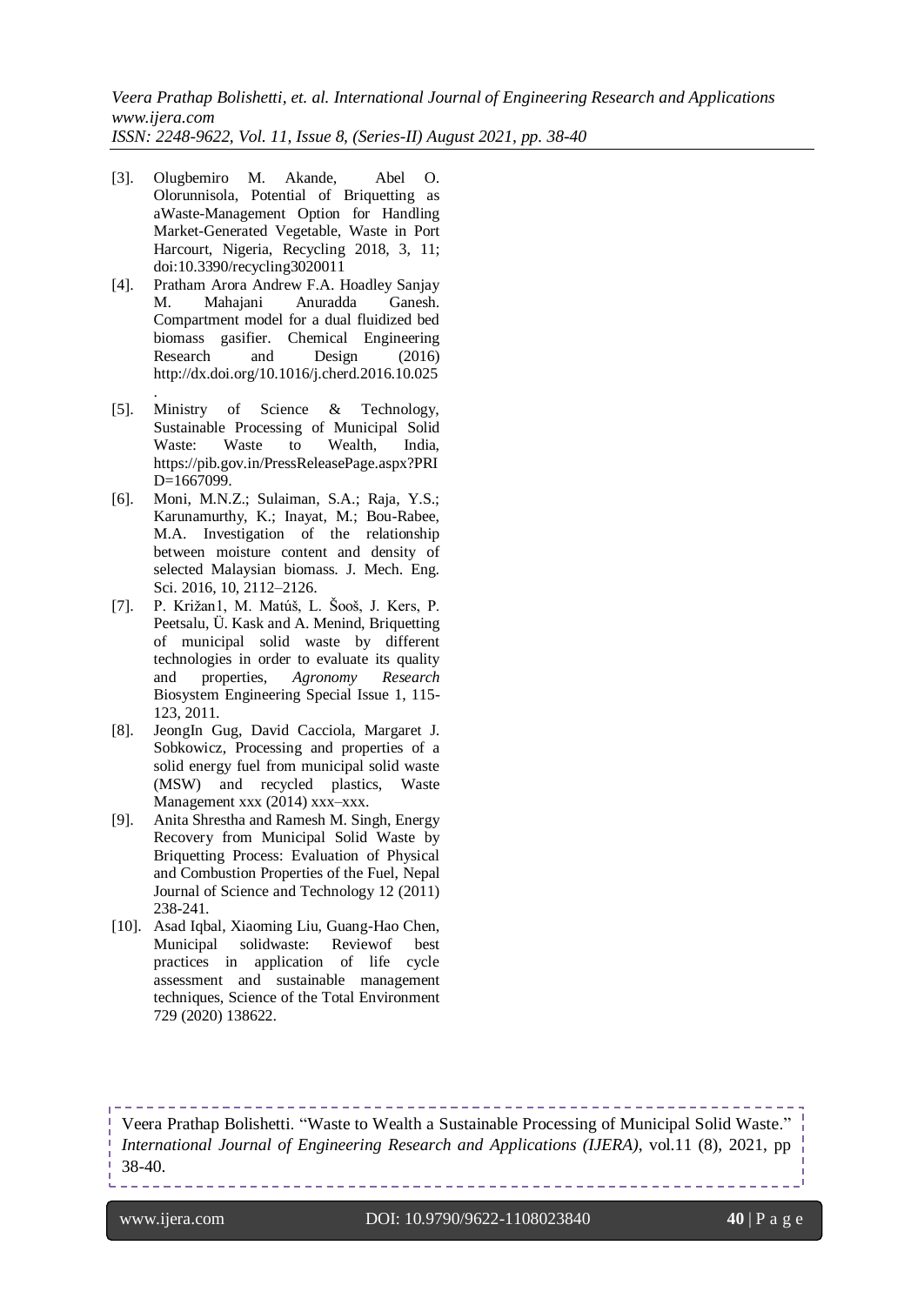[3]. Olugbemiro M. Akande, Abel O. Olorunnisola, Potential of Briquetting as aWaste-Management Option for Handling Market-Generated Vegetable, Waste in Port Harcourt, Nigeria, Recycling 2018, 3, 11; doi:10.3390/recycling3020011

[4]. Pratham Arora Andrew F.A. Hoadley Sanjay M. Mahajani Anuradda Ganesh. Compartment model for a dual fluidized bed biomass gasifier. Chemical Engineering Research and Design (2016) http://dx.doi.org/10.1016/j.cherd.2016.10.025 .

[5]. Ministry of Science & Technology, Sustainable Processing of Municipal Solid Waste: Waste to Wealth, India, https://pib.gov.in/PressReleasePage.aspx?PRID=1667099.

[6]. Moni, M.N.Z.; Sulaiman, S.A.; Raja, Y.S.; Karunamurthy, K.; Inayat, M.; Bou-Rabee, M.A. Investigation of the relationship between moisture content and density of selected Malaysian biomass. J. Mech. Eng. Sci. 2016, 10, 2112–2126.

[7]. P. Križan1, M. Matúš, L. Šooš, J. Kers, P. Peetsalu, Ü. Kask and A. Menind, Briquetting of municipal solid waste by different technologies in order to evaluate its quality and properties, *Agronomy Research* Biosystem Engineering Special Issue 1, 115-123, 2011.

[8]. JeongIn Gug, David Cacciola, Margaret J. Sobkowicz, Processing and properties of a solid energy fuel from municipal solid waste (MSW) and recycled plastics, Waste Management xxx (2014) xxx–xxx.

[9]. Anita Shrestha and Ramesh M. Singh, Energy Recovery from Municipal Solid Waste by Briquetting Process: Evaluation of Physical and Combustion Properties of the Fuel, Nepal Journal of Science and Technology 12 (2011) 238-241.

[10]. Asad Iqbal, Xiaoming Liu, Guang-Hao Chen, Municipal solidwaste: Reviewof best practices in application of life cycle assessment and sustainable management techniques, Science of the Total Environment 729 (2020) 138622.

Veera Prathap Bolishetti. "Waste to Wealth a Sustainable Processing of Municipal Solid Waste." *International Journal of Engineering Research and Applications (IJERA)*, vol.11 (8), 2021, pp 38-40.